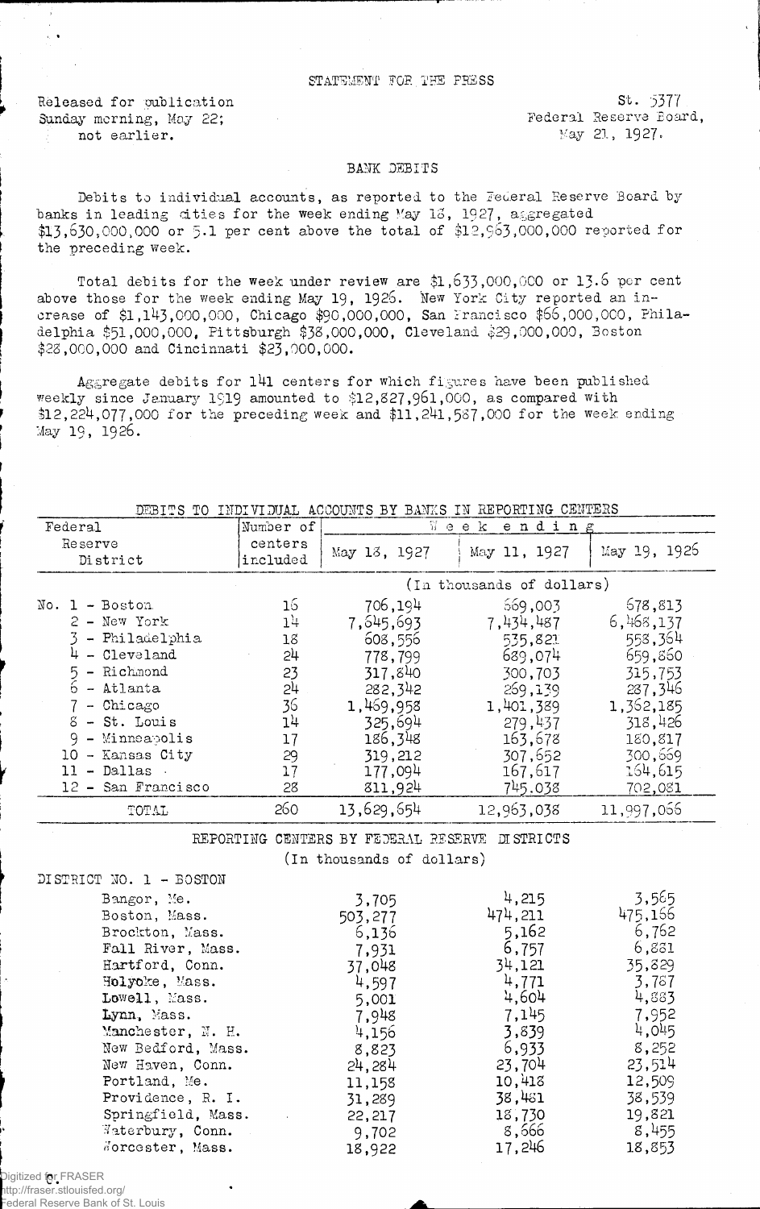STATEMENT FOR THE PRESS

Released for publication
Sunday morning, May 22;
not earlier.

St. 5377
Federal Reserve Board,
May 21, 1927.

## BANK DEBITS

Debits to individual accounts, as reported to the Federal Reserve Board by banks in leading cities for the week ending May 18, 1927, aggregated $13,630,000,000 or 5.1 per cent above the total of $12,963,000,000 reported for the preceding week.

Total debits for the week under review are $1,633,000,000 or 13.6 per cent above those for the week ending May 19, 1926. New York City reported an increase of $1,143,000,000, Chicago $90,000,000, San Francisco $66,000,000, Philadelphia $51,000,000, Pittsburgh $38,000,000, Cleveland $29,000,000, Boston $28,000,000 and Cincinnati $23,000,000.

Aggregate debits for 141 centers for which figures have been published weekly since January 1919 amounted to $12,827,961,000, as compared with $12,224,077,000 for the preceding week and $11,241,587,000 for the week ending May 19, 1926.

DEBITS TO INDIVIDUAL ACCOUNTS BY BANKS IN REPORTING CENTERS

| Federal Reserve District | Number of centers included | Week ending May 18, 1927 | May 11, 1927 | May 19, 1926 |
|---|---|---|---|---|
| | | (In thousands of dollars) | | |
| No. 1 - Boston | 16 | 706,194 | 669,003 | 678,813 |
| 2 - New York | 14 | 7,645,693 | 7,434,487 | 6,468,137 |
| 3 - Philadelphia | 18 | 608,556 | 535,821 | 558,364 |
| 4 - Cleveland | 24 | 778,799 | 689,074 | 659,860 |
| 5 - Richmond | 23 | 317,840 | 300,703 | 315,753 |
| 6 - Atlanta | 24 | 282,342 | 269,139 | 287,346 |
| 7 - Chicago | 36 | 1,469,958 | 1,401,389 | 1,362,185 |
| 8 - St. Louis | 14 | 325,694 | 279,437 | 318,426 |
| 9 - Minneapolis | 17 | 186,348 | 163,678 | 180,817 |
| 10 - Kansas City | 29 | 319,212 | 307,652 | 300,669 |
| 11 - Dallas | 17 | 177,094 | 167,617 | 164,615 |
| 12 - San Francisco | 28 | 811,924 | 745,038 | 702,081 |
| TOTAL | 260 | 13,629,654 | 12,963,038 | 11,997,066 |

REPORTING CENTERS BY FEDERAL RESERVE DISTRICTS
(In thousands of dollars)

| DISTRICT NO. 1 - BOSTON | May 18, 1927 | May 11, 1927 | May 19, 1926 |
|---|---|---|---|
| Bangor, Me. | 3,705 | 4,215 | 3,565 |
| Boston, Mass. | 503,277 | 474,211 | 475,166 |
| Brockton, Mass. | 6,136 | 5,162 | 6,762 |
| Fall River, Mass. | 7,931 | 6,757 | 6,881 |
| Hartford, Conn. | 37,048 | 34,121 | 35,829 |
| Holyoke, Mass. | 4,597 | 4,771 | 3,787 |
| Lowell, Mass. | 5,001 | 4,604 | 4,883 |
| Lynn, Mass. | 7,948 | 7,145 | 7,952 |
| Manchester, N. H. | 4,156 | 3,839 | 4,045 |
| New Bedford, Mass. | 8,823 | 6,933 | 8,252 |
| New Haven, Conn. | 24,284 | 23,704 | 23,514 |
| Portland, Me. | 11,158 | 10,418 | 12,509 |
| Providence, R. I. | 31,289 | 38,481 | 38,539 |
| Springfield, Mass. | 22,217 | 18,730 | 19,821 |
| Waterbury, Conn. | 9,702 | 8,666 | 8,455 |
| Worcester, Mass. | 18,922 | 17,246 | 18,853 |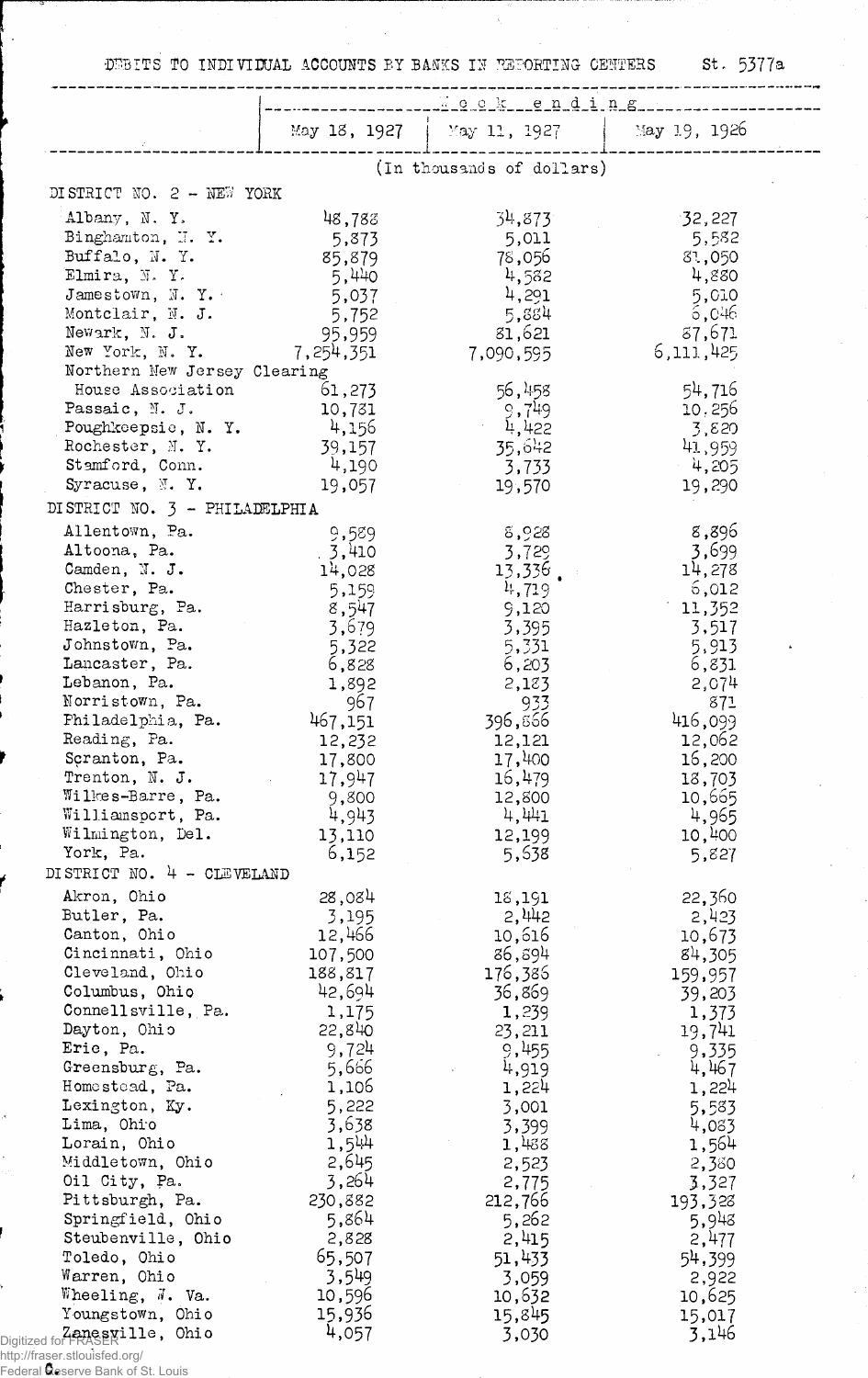DEBITS TO INDIVIDUAL ACCOUNTS BY BANKS IN REPORTING CENTERS St. 5377a

| | Week ending | | |
|---|---|---|---|
| | May 18, 1927 | May 11, 1927 | May 19, 1926 |
| | (In thousands of dollars) | | |
| **DISTRICT NO. 2 - NEW YORK** | | | |
| Albany, N. Y. | 48,788 | 34,873 | 32,227 |
| Binghamton, N. Y. | 5,873 | 5,011 | 5,582 |
| Buffalo, N. Y. | 85,879 | 78,056 | 81,050 |
| Elmira, N. Y. | 5,440 | 4,582 | 4,880 |
| Jamestown, N. Y. | 5,037 | 4,291 | 5,010 |
| Montclair, N. J. | 5,752 | 5,884 | 6,046 |
| Newark, N. J. | 95,959 | 81,621 | 87,671 |
| New York, N. Y. | 7,254,351 | 7,090,595 | 6,111,425 |
| Northern New Jersey Clearing House Association | 61,273 | 56,458 | 54,716 |
| Passaic, N. J. | 10,781 | 9,749 | 10,256 |
| Poughkeepsie, N. Y. | 4,156 | 4,422 | 3,820 |
| Rochester, N. Y. | 39,157 | 35,642 | 41,959 |
| Stamford, Conn. | 4,190 | 3,733 | 4,205 |
| Syracuse, N. Y. | 19,057 | 19,570 | 19,290 |
| **DISTRICT NO. 3 - PHILADELPHIA** | | | |
| Allentown, Pa. | 9,589 | 8,928 | 8,896 |
| Altoona, Pa. | 3,410 | 3,729 | 3,699 |
| Camden, N. J. | 14,028 | 13,336 | 14,278 |
| Chester, Pa. | 5,159 | 4,719 | 6,012 |
| Harrisburg, Pa. | 8,547 | 9,120 | 11,352 |
| Hazleton, Pa. | 3,679 | 3,395 | 3,517 |
| Johnstown, Pa. | 5,322 | 5,331 | 5,913 |
| Lancaster, Pa. | 6,828 | 6,203 | 6,831 |
| Lebanon, Pa. | 1,892 | 2,183 | 2,074 |
| Norristown, Pa. | 967 | 933 | 871 |
| Philadelphia, Pa. | 467,151 | 396,866 | 416,099 |
| Reading, Pa. | 12,232 | 12,121 | 12,062 |
| Scranton, Pa. | 17,800 | 17,400 | 16,200 |
| Trenton, N. J. | 17,947 | 16,479 | 18,703 |
| Wilkes-Barre, Pa. | 9,800 | 12,800 | 10,665 |
| Williamsport, Pa. | 4,943 | 4,441 | 4,965 |
| Wilmington, Del. | 13,110 | 12,199 | 10,400 |
| York, Pa. | 6,152 | 5,638 | 5,827 |
| **DISTRICT NO. 4 - CLEVELAND** | | | |
| Akron, Ohio | 28,084 | 18,191 | 22,360 |
| Butler, Pa. | 3,195 | 2,442 | 2,423 |
| Canton, Ohio | 12,466 | 10,616 | 10,673 |
| Cincinnati, Ohio | 107,500 | 86,894 | 84,305 |
| Cleveland, Ohio | 188,817 | 176,386 | 159,957 |
| Columbus, Ohio | 42,694 | 36,869 | 39,203 |
| Connellsville, Pa. | 1,175 | 1,239 | 1,373 |
| Dayton, Ohio | 22,840 | 23,211 | 19,741 |
| Erie, Pa. | 9,724 | 9,455 | 9,335 |
| Greensburg, Pa. | 5,666 | 4,919 | 4,467 |
| Homestead, Pa. | 1,106 | 1,224 | 1,224 |
| Lexington, Ky. | 5,222 | 3,001 | 5,583 |
| Lima, Ohio | 3,638 | 3,399 | 4,083 |
| Lorain, Ohio | 1,544 | 1,488 | 1,564 |
| Middletown, Ohio | 2,645 | 2,523 | 2,380 |
| Oil City, Pa. | 3,264 | 2,775 | 3,327 |
| Pittsburgh, Pa. | 230,882 | 212,766 | 193,328 |
| Springfield, Ohio | 5,864 | 5,262 | 5,948 |
| Steubenville, Ohio | 2,828 | 2,415 | 2,477 |
| Toledo, Ohio | 65,507 | 51,433 | 54,399 |
| Warren, Ohio | 3,549 | 3,059 | 2,922 |
| Wheeling, W. Va. | 10,596 | 10,632 | 10,625 |
| Youngstown, Ohio | 15,936 | 15,845 | 15,017 |
| Zanesville, Ohio | 4,057 | 3,030 | 3,146 |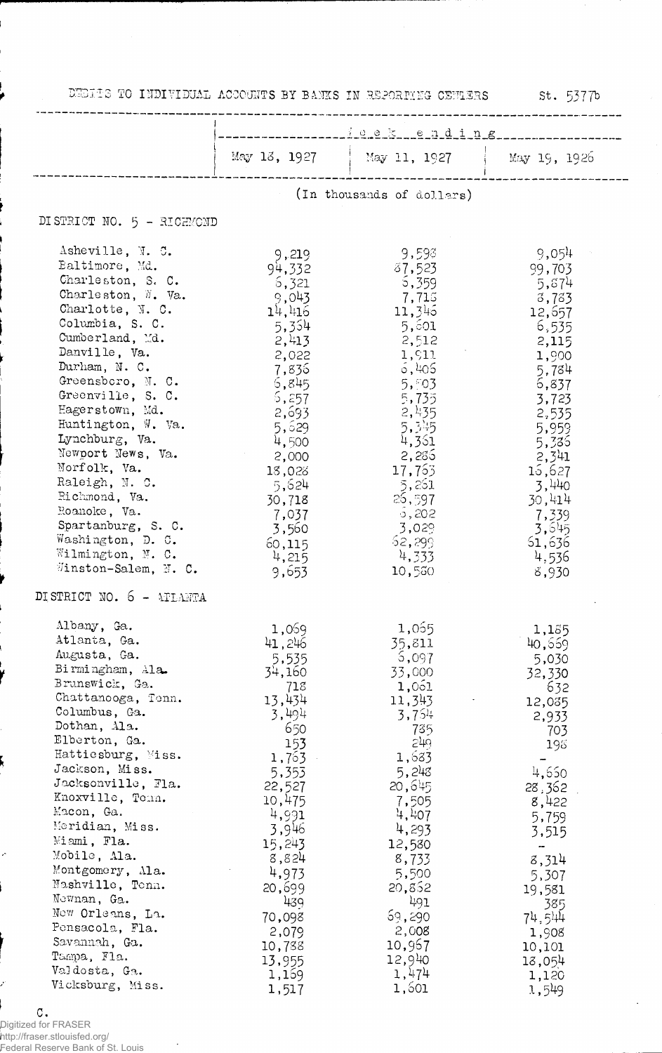DEBITS TO INDIVIDUAL ACCOUNTS BY BANKS IN REPORTING CENTERS St. 5377b

| | Week ending | | |
|---|---|---|---|
| | May 18, 1927 | May 11, 1927 | May 19, 1926 |
| | (In thousands of dollars) | | |
| **DISTRICT NO. 5 - RICHMOND** | | | |
| Asheville, N. C. | 9,219 | 9,598 | 9,054 |
| Baltimore, Md. | 94,332 | 87,523 | 99,703 |
| Charleston, S. C. | 6,321 | 6,359 | 5,874 |
| Charleston, W. Va. | 9,043 | 7,718 | 8,783 |
| Charlotte, N. C. | 14,416 | 11,346 | 12,657 |
| Columbia, S. C. | 5,354 | 5,601 | 6,535 |
| Cumberland, Md. | 2,413 | 2,512 | 2,115 |
| Danville, Va. | 2,022 | 1,911 | 1,900 |
| Durham, N. C. | 7,836 | 6,405 | 5,784 |
| Greensboro, N. C. | 6,845 | 5,903 | 6,837 |
| Greenville, S. C. | 6,257 | 5,735 | 3,723 |
| Hagerstown, Md. | 2,693 | 2,435 | 2,535 |
| Huntington, W. Va. | 5,629 | 5,345 | 5,959 |
| Lynchburg, Va. | 4,500 | 4,361 | 5,336 |
| Newport News, Va. | 2,000 | 2,286 | 2,341 |
| Norfolk, Va. | 18,028 | 17,763 | 16,627 |
| Raleigh, N. C. | 5,624 | 5,261 | 3,440 |
| Richmond, Va. | 30,718 | 26,597 | 30,414 |
| Roanoke, Va. | 7,037 | 6,202 | 7,339 |
| Spartanburg, S. C. | 3,560 | 3,029 | 3,645 |
| Washington, D. C. | 60,115 | 62,299 | 61,636 |
| Wilmington, N. C. | 4,215 | 4,333 | 4,536 |
| Winston-Salem, N. C. | 9,653 | 10,560 | 8,930 |
| **DISTRICT NO. 6 - ATLANTA** | | | |
| Albany, Ga. | 1,069 | 1,065 | 1,185 |
| Atlanta, Ga. | 41,246 | 35,811 | 40,669 |
| Augusta, Ga. | 5,535 | 6,097 | 5,030 |
| Birmingham, Ala. | 34,160 | 33,000 | 32,330 |
| Brunswick, Ga. | 718 | 1,061 | 632 |
| Chattanooga, Tenn. | 13,434 | 11,343 | 12,085 |
| Columbus, Ga. | 3,494 | 3,754 | 2,933 |
| Dothan, Ala. | 650 | 735 | 703 |
| Elberton, Ga. | 153 | 249 | 198 |
| Hattiesburg, Miss. | 1,763 | 1,683 | - |
| Jackson, Miss. | 5,353 | 5,248 | 4,650 |
| Jacksonville, Fla. | 22,527 | 20,645 | 28,362 |
| Knoxville, Tenn. | 10,475 | 7,505 | 8,422 |
| Macon, Ga. | 4,991 | 4,407 | 5,759 |
| Meridian, Miss. | 3,946 | 4,293 | 3,515 |
| Miami, Fla. | 15,243 | 12,580 | - |
| Mobile, Ala. | 8,824 | 8,733 | 8,314 |
| Montgomery, Ala. | 4,973 | 5,500 | 5,307 |
| Nashville, Tenn. | 20,699 | 20,862 | 19,581 |
| Newnan, Ga. | 439 | 491 | 385 |
| New Orleans, La. | 70,098 | 69,290 | 74,544 |
| Pensacola, Fla. | 2,079 | 2,008 | 1,908 |
| Savannah, Ga. | 10,788 | 10,967 | 10,101 |
| Tampa, Fla. | 13,955 | 12,940 | 18,054 |
| Valdosta, Ga. | 1,169 | 1,474 | 1,120 |
| Vicksburg, Miss. | 1,517 | 1,601 | 1,549 |

C.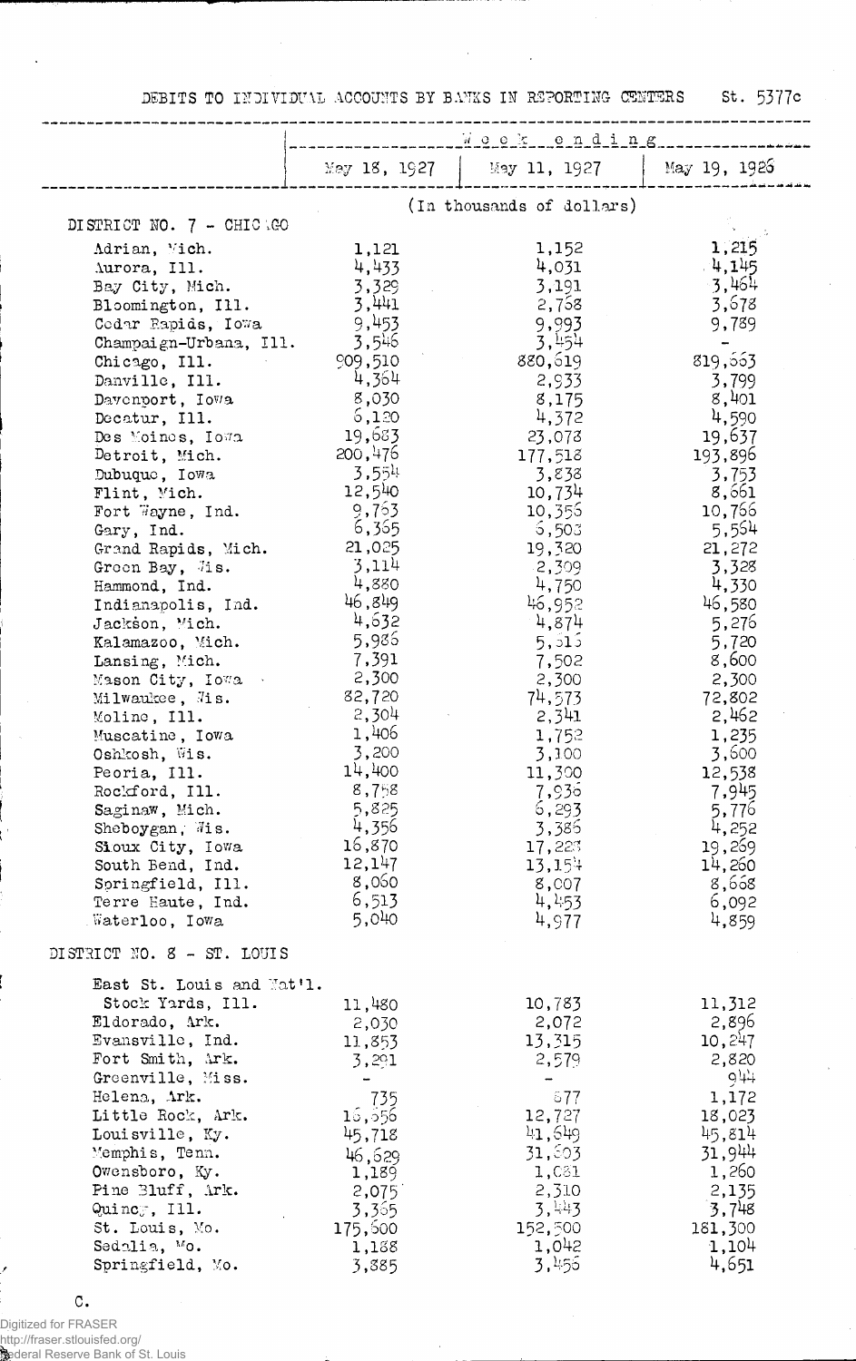DEBITS TO INDIVIDUAL ACCOUNTS BY BANKS IN REPORTING CENTERS St. 5377c

| | Week ending | | |
|---|---|---|---|
| | May 18, 1927 | May 11, 1927 | May 19, 1926 |
| | (In thousands of dollars) | | |
| **DISTRICT NO. 7 - CHICAGO** | | | |
| Adrian, Mich. | 1,121 | 1,152 | 1,215 |
| Aurora, Ill. | 4,433 | 4,031 | 4,145 |
| Bay City, Mich. | 3,329 | 3,191 | 3,464 |
| Bloomington, Ill. | 3,441 | 2,768 | 3,678 |
| Cedar Rapids, Iowa | 9,453 | 9,993 | 9,789 |
| Champaign-Urbana, Ill. | 3,546 | 3,454 | - |
| Chicago, Ill. | 909,510 | 880,619 | 819,663 |
| Danville, Ill. | 4,364 | 2,933 | 3,799 |
| Davenport, Iowa | 8,030 | 8,175 | 8,401 |
| Decatur, Ill. | 6,120 | 4,372 | 4,590 |
| Des Moines, Iowa | 19,683 | 23,078 | 19,637 |
| Detroit, Mich. | 200,476 | 177,518 | 193,896 |
| Dubuque, Iowa | 3,554 | 3,838 | 3,753 |
| Flint, Mich. | 12,540 | 10,734 | 8,661 |
| Fort Wayne, Ind. | 9,763 | 10,356 | 10,766 |
| Gary, Ind. | 6,365 | 5,503 | 5,564 |
| Grand Rapids, Mich. | 21,025 | 19,320 | 21,272 |
| Green Bay, Wis. | 3,114 | 2,309 | 3,328 |
| Hammond, Ind. | 4,880 | 4,750 | 4,330 |
| Indianapolis, Ind. | 46,849 | 46,952 | 46,580 |
| Jackson, Mich. | 4,632 | 4,874 | 5,276 |
| Kalamazoo, Mich. | 5,986 | 5,515 | 5,720 |
| Lansing, Mich. | 7,391 | 7,502 | 8,600 |
| Mason City, Iowa | 2,300 | 2,300 | 2,300 |
| Milwaukee, Wis. | 82,720 | 74,573 | 72,802 |
| Moline, Ill. | 2,304 | 2,341 | 2,462 |
| Muscatine, Iowa | 1,406 | 1,752 | 1,235 |
| Oshkosh, Wis. | 3,200 | 3,100 | 3,600 |
| Peoria, Ill. | 14,400 | 11,300 | 12,538 |
| Rockford, Ill. | 8,758 | 7,936 | 7,945 |
| Saginaw, Mich. | 5,825 | 6,293 | 5,776 |
| Sheboygan, Wis. | 4,356 | 3,386 | 4,252 |
| Sioux City, Iowa | 16,870 | 17,228 | 19,269 |
| South Bend, Ind. | 12,147 | 13,154 | 14,260 |
| Springfield, Ill. | 8,060 | 8,007 | 8,668 |
| Terre Haute, Ind. | 6,513 | 4,453 | 6,092 |
| Waterloo, Iowa | 5,040 | 4,977 | 4,859 |
| **DISTRICT NO. 8 - ST. LOUIS** | | | |
| East St. Louis and Nat'l. Stock Yards, Ill. | 11,480 | 10,783 | 11,312 |
| Eldorado, Ark. | 2,030 | 2,072 | 2,896 |
| Evansville, Ind. | 11,853 | 13,315 | 10,247 |
| Fort Smith, Ark. | 3,291 | 2,579 | 2,820 |
| Greenville, Miss. | - | - | 944 |
| Helena, Ark. | 735 | 677 | 1,172 |
| Little Rock, Ark. | 16,556 | 12,727 | 18,023 |
| Louisville, Ky. | 45,718 | 41,649 | 45,814 |
| Memphis, Tenn. | 46,629 | 31,603 | 31,944 |
| Owensboro, Ky. | 1,189 | 1,081 | 1,260 |
| Pine Bluff, Ark. | 2,075 | 2,310 | 2,135 |
| Quincy, Ill. | 3,365 | 3,443 | 3,748 |
| St. Louis, Mo. | 175,600 | 152,500 | 181,300 |
| Sedalia, Mo. | 1,188 | 1,042 | 1,104 |
| Springfield, Mo. | 3,885 | 3,455 | 4,651 |

C.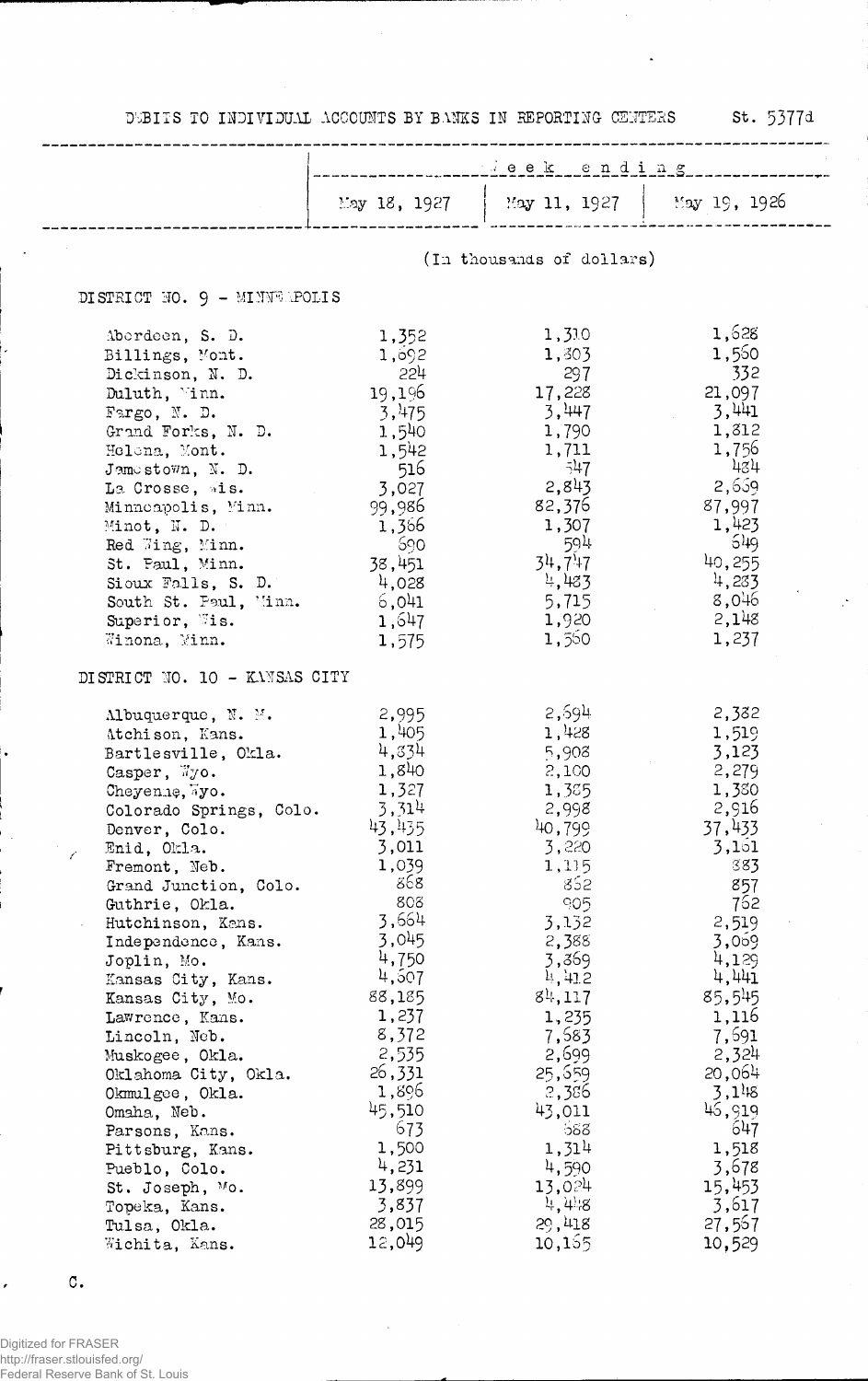DEBITS TO INDIVIDUAL ACCOUNTS BY BANKS IN REPORTING CENTERS St. 5377d

| | Week ending | | |
|---|---|---|---|
| | May 18, 1927 | May 11, 1927 | May 19, 1926 |
| | (In thousands of dollars) | | |
| **DISTRICT NO. 9 - MINNEAPOLIS** | | | |
| Aberdeen, S. D. | 1,352 | 1,310 | 1,628 |
| Billings, Mont. | 1,692 | 1,803 | 1,560 |
| Dickinson, N. D. | 224 | 297 | 332 |
| Duluth, Minn. | 19,196 | 17,228 | 21,097 |
| Fargo, N. D. | 3,475 | 3,447 | 3,441 |
| Grand Forks, N. D. | 1,540 | 1,790 | 1,812 |
| Helena, Mont. | 1,542 | 1,711 | 1,756 |
| Jamestown, N. D. | 516 | 547 | 434 |
| La Crosse, Wis. | 3,027 | 2,843 | 2,669 |
| Minneapolis, Minn. | 99,986 | 82,376 | 87,997 |
| Minot, N. D. | 1,366 | 1,307 | 1,423 |
| Red Wing, Minn. | 690 | 594 | 649 |
| St. Paul, Minn. | 38,451 | 34,747 | 40,255 |
| Sioux Falls, S. D. | 4,028 | 4,483 | 4,283 |
| South St. Paul, Minn. | 6,041 | 5,715 | 8,046 |
| Superior, Wis. | 1,647 | 1,920 | 2,148 |
| Winona, Minn. | 1,575 | 1,560 | 1,237 |
| **DISTRICT NO. 10 - KANSAS CITY** | | | |
| Albuquerque, N. M. | 2,995 | 2,694 | 2,382 |
| Atchison, Kans. | 1,405 | 1,428 | 1,519 |
| Bartlesville, Okla. | 4,834 | 5,908 | 3,123 |
| Casper, Wyo. | 1,840 | 2,100 | 2,279 |
| Cheyenne, Wyo. | 1,327 | 1,385 | 1,380 |
| Colorado Springs, Colo. | 3,314 | 2,998 | 2,916 |
| Denver, Colo. | 43,435 | 40,799 | 37,433 |
| Enid, Okla. | 3,011 | 3,220 | 3,161 |
| Fremont, Neb. | 1,039 | 1,115 | 883 |
| Grand Junction, Colo. | 868 | 852 | 857 |
| Guthrie, Okla. | 808 | 905 | 762 |
| Hutchinson, Kans. | 3,664 | 3,132 | 2,519 |
| Independence, Kans. | 3,045 | 2,388 | 3,069 |
| Joplin, Mo. | 4,750 | 3,869 | 4,129 |
| Kansas City, Kans. | 4,607 | 4,412 | 4,441 |
| Kansas City, Mo. | 88,185 | 84,117 | 85,545 |
| Lawrence, Kans. | 1,237 | 1,235 | 1,116 |
| Lincoln, Neb. | 8,372 | 7,683 | 7,691 |
| Muskogee, Okla. | 2,535 | 2,699 | 2,324 |
| Oklahoma City, Okla. | 26,331 | 25,659 | 20,064 |
| Okmulgee, Okla. | 1,896 | 2,386 | 3,148 |
| Omaha, Neb. | 45,510 | 43,011 | 46,919 |
| Parsons, Kans. | 673 | 688 | 647 |
| Pittsburg, Kans. | 1,500 | 1,314 | 1,518 |
| Pueblo, Colo. | 4,231 | 4,590 | 3,678 |
| St. Joseph, Mo. | 13,899 | 13,024 | 15,453 |
| Topeka, Kans. | 3,837 | 4,448 | 3,617 |
| Tulsa, Okla. | 28,015 | 29,418 | 27,567 |
| Wichita, Kans. | 12,049 | 10,155 | 10,529 |

C.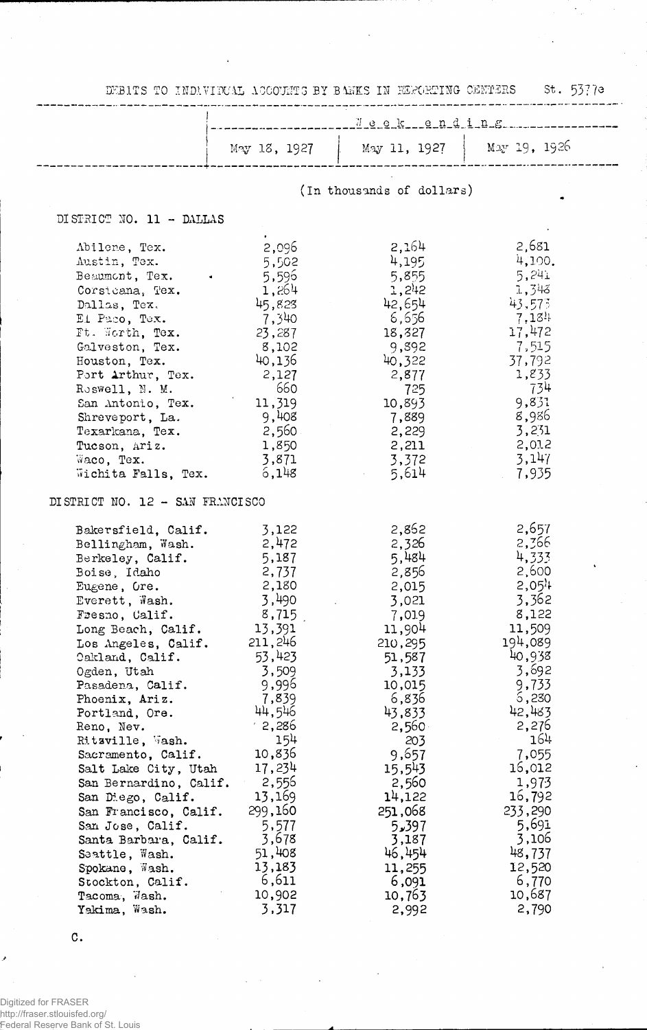DEBITS TO INDIVIDUAL ACCOUNTS BY BANKS IN REPORTING CENTERS St. 5377e

| | Week ending | | |
|---|---|---|---|
| | May 18, 1927 | May 11, 1927 | May 19, 1926 |
| | (In thousands of dollars) | | |
| **DISTRICT NO. 11 - DALLAS** | | | |
| Abilene, Tex. | 2,096 | 2,164 | 2,681 |
| Austin, Tex. | 5,502 | 4,195 | 4,100 |
| Beaumont, Tex. | 5,596 | 5,855 | 5,241 |
| Corsicana, Tex. | 1,264 | 1,242 | 1,348 |
| Dallas, Tex. | 45,828 | 42,654 | 43,573 |
| El Paso, Tex. | 7,340 | 6,656 | 7,184 |
| Ft. Worth, Tex. | 23,287 | 18,327 | 17,472 |
| Galveston, Tex. | 8,102 | 9,892 | 7,515 |
| Houston, Tex. | 40,136 | 40,322 | 37,792 |
| Port Arthur, Tex. | 2,127 | 2,877 | 1,833 |
| Roswell, N. M. | 660 | 725 | 734 |
| San Antonio, Tex. | 11,319 | 10,893 | 9,831 |
| Shreveport, La. | 9,408 | 7,889 | 8,986 |
| Texarkana, Tex. | 2,560 | 2,229 | 3,231 |
| Tucson, Ariz. | 1,850 | 2,211 | 2,012 |
| Waco, Tex. | 3,871 | 3,372 | 3,147 |
| Wichita Falls, Tex. | 6,148 | 5,614 | 7,935 |
| **DISTRICT NO. 12 - SAN FRANCISCO** | | | |
| Bakersfield, Calif. | 3,122 | 2,862 | 2,657 |
| Bellingham, Wash. | 2,472 | 2,326 | 2,366 |
| Berkeley, Calif. | 5,187 | 5,484 | 4,333 |
| Boise, Idaho | 2,737 | 2,856 | 2,600 |
| Eugene, Ore. | 2,180 | 2,015 | 2,054 |
| Everett, Wash. | 3,490 | 3,021 | 3,362 |
| Fresno, Calif. | 8,715 | 7,019 | 8,122 |
| Long Beach, Calif. | 13,391 | 11,904 | 11,509 |
| Los Angeles, Calif. | 211,246 | 210,295 | 194,089 |
| Oakland, Calif. | 53,423 | 51,587 | 40,938 |
| Ogden, Utah | 3,509 | 3,133 | 3,692 |
| Pasadena, Calif. | 9,996 | 10,015 | 9,733 |
| Phoenix, Ariz. | 7,839 | 6,836 | 6,230 |
| Portland, Ore. | 44,546 | 43,833 | 42,483 |
| Reno, Nev. | 2,286 | 2,560 | 2,276 |
| Ritzville, Wash. | 154 | 203 | 164 |
| Sacramento, Calif. | 10,836 | 9,657 | 7,055 |
| Salt Lake City, Utah | 17,234 | 15,543 | 16,012 |
| San Bernardino, Calif. | 2,556 | 2,560 | 1,973 |
| San Diego, Calif. | 13,169 | 14,122 | 16,792 |
| San Francisco, Calif. | 299,160 | 251,068 | 233,290 |
| San Jose, Calif. | 5,577 | 5,397 | 5,691 |
| Santa Barbara, Calif. | 3,678 | 3,187 | 3,106 |
| Seattle, Wash. | 51,408 | 46,454 | 48,737 |
| Spokane, Wash. | 13,183 | 11,255 | 12,520 |
| Stockton, Calif. | 6,611 | 6,091 | 6,770 |
| Tacoma, Wash. | 10,902 | 10,763 | 10,687 |
| Yakima, Wash. | 3,317 | 2,992 | 2,790 |

C.